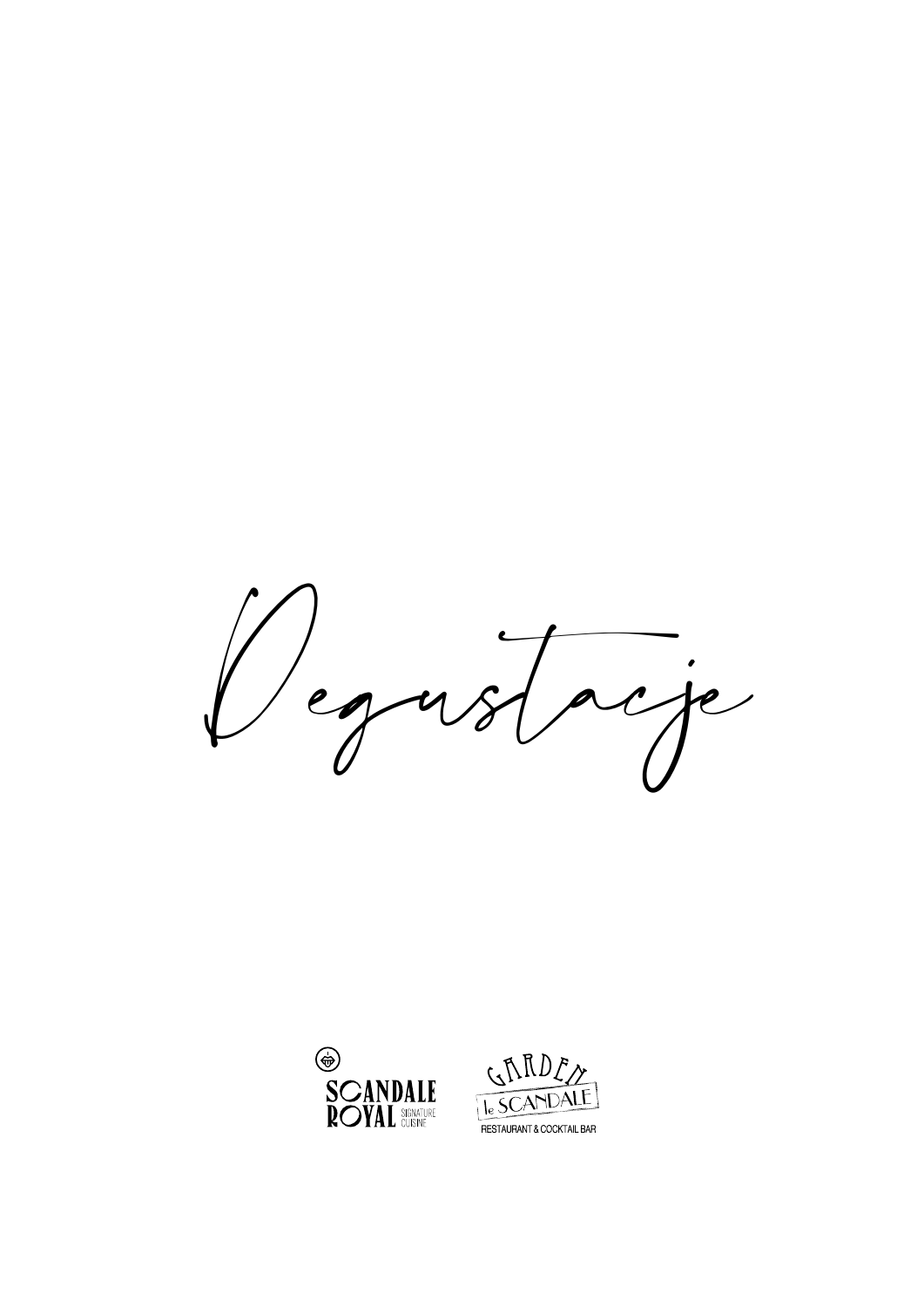# Degustacje

SCANDALE ROYAL SIGNATURE CUISINE

GARDEN le SCANDALE RESTAURANT & COCKTAIL BAR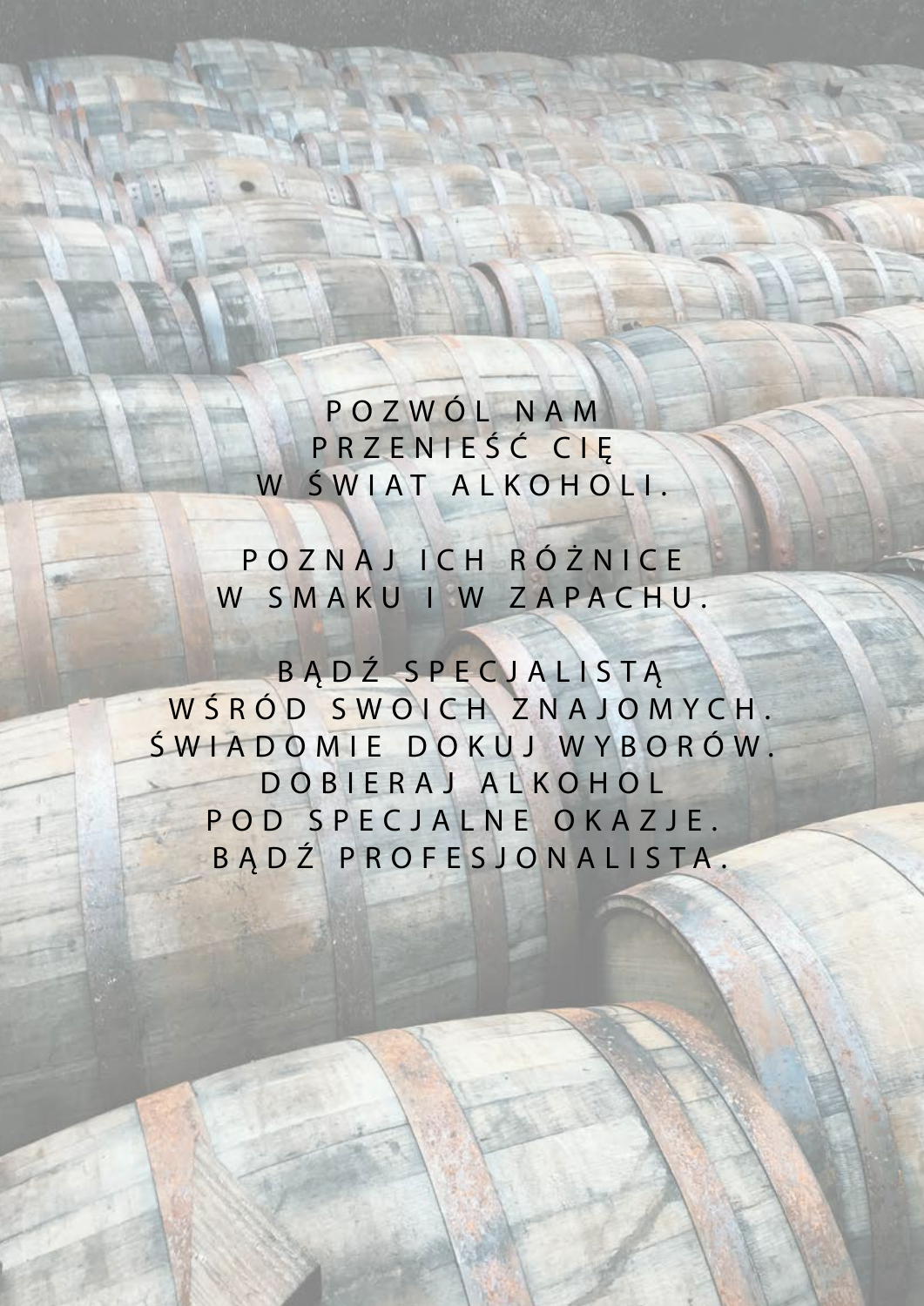POZWÓL NAM
PRZENIEŚĆ CIĘ
W ŚWIAT ALKOHOLI.

POZNAJ ICH RÓŻNICE
W SMAKU I W ZAPACHU.

BĄDŹ SPECJALISTĄ
WŚRÓD SWOICH ZNAJOMYCH.
ŚWIADOMIE DOKUJ WYBORÓW.
DOBIERAJ ALKOHOL
POD SPECJALNE OKAZJE.
BĄDŹ PROFESJONALISTA.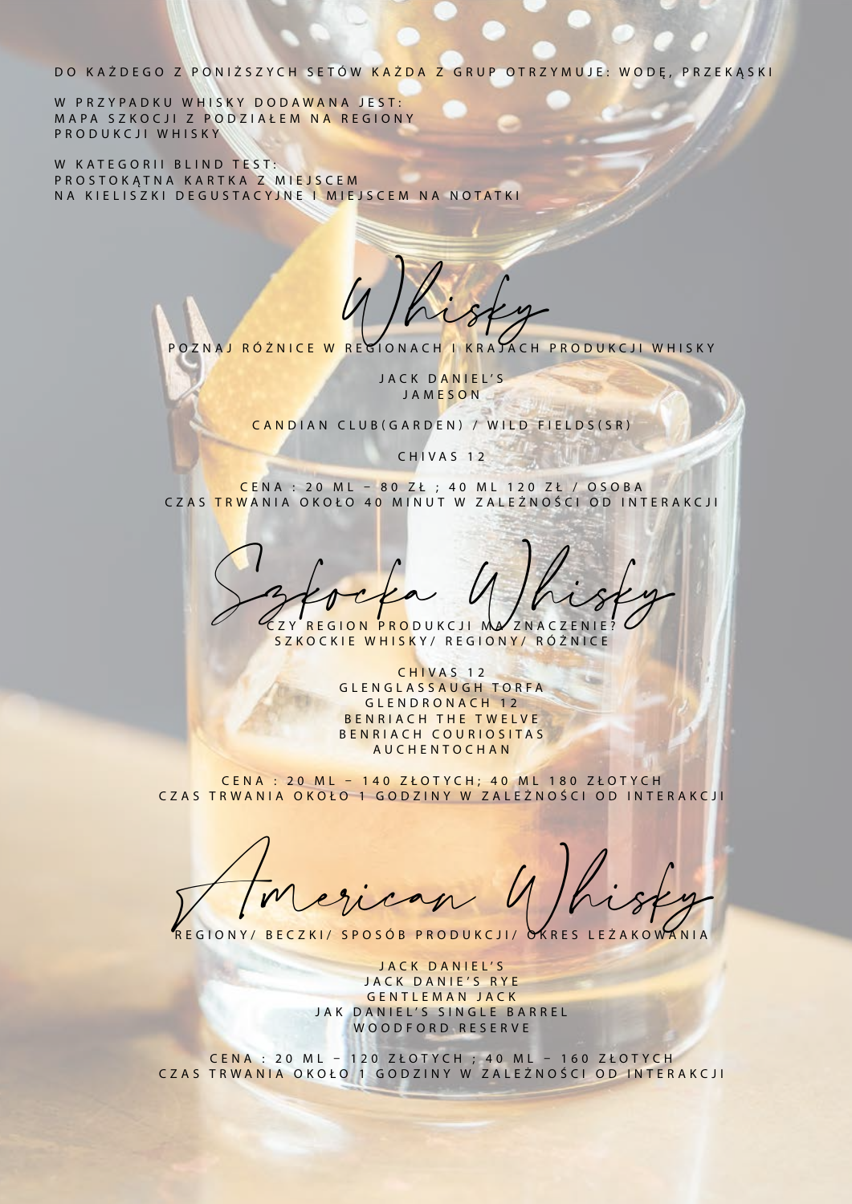DO KAŻDEGO Z PONIŻSZYCH SETÓW KAŻDA Z GRUP OTRZYMUJE: WODĘ, PRZEKĄSKI

W PRZYPADKU WHISKY DODAWANA JEST:
MAPA SZKOCJI Z PODZIAŁEM NA REGIONY
PRODUKCJI WHISKY

W KATEGORII BLIND TEST:
PROSTOKĄTNA KARTKA Z MIEJSCEM
NA KIELISZKI DEGUSTACYJNE I MIEJSCEM NA NOTATKI

# Whisky

POZNAJ RÓŻNICE W REGIONACH I KRAJACH PRODUKCJI WHISKY

JACK DANIEL'S
JAMESON

CANDIAN CLUB(GARDEN) / WILD FIELDS(SR)

CHIVAS 12

CENA : 20 ML – 80 ZŁ ; 40 ML 120 ZŁ / OSOBA
CZAS TRWANIA OKOŁO 40 MINUT W ZALEŻNOŚCI OD INTERAKCJI

# Szkocka Whisky

CZY REGION PRODUKCJI MA ZNACZENIE?
SZKOCKIE WHISKY/ REGIONY/ RÓŻNICE

CHIVAS 12
GLENGLASSAUGH TORFA
GLENDRONACH 12
BENRIACH THE TWELVE
BENRIACH COURIOSITAS
AUCHENTOCHAN

CENA : 20 ML – 140 ZŁOTYCH; 40 ML 180 ZŁOTYCH
CZAS TRWANIA OKOŁO 1 GODZINY W ZALEŻNOŚCI OD INTERAKCJI

# American Whisky

REGIONY/ BECZKI/ SPOSÓB PRODUKCJI/ OKRES LEŻAKOWANIA

JACK DANIEL'S
JACK DANIE'S RYE
GENTLEMAN JACK
JAK DANIEL'S SINGLE BARREL
WOODFORD RESERVE

CENA : 20 ML – 120 ZŁOTYCH ; 40 ML – 160 ZŁOTYCH
CZAS TRWANIA OKOŁO 1 GODZINY W ZALEŻNOŚCI OD INTERAKCJI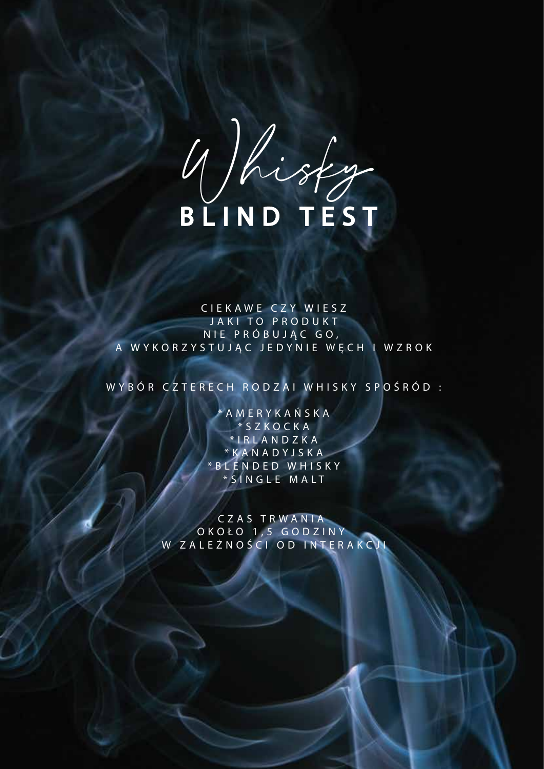# Whisky
# BLIND TEST

CIEKAWE CZY WIESZ
JAKI TO PRODUKT
NIE PRÓBUJĄC GO,
A WYKORZYSTUJĄC JEDYNIE WĘCH I WZROK

WYBÓR CZTERECH RODZAI WHISKY SPOŚRÓD :

*AMERYKAŃSKA
*SZKOCKA
*IRLANDZKA
*KANADYJSKA
*BLENDED WHISKY
*SINGLE MALT

CZAS TRWANIA
OKOŁO 1,5 GODZINY
W ZALEŻNOŚCI OD INTERAKCJI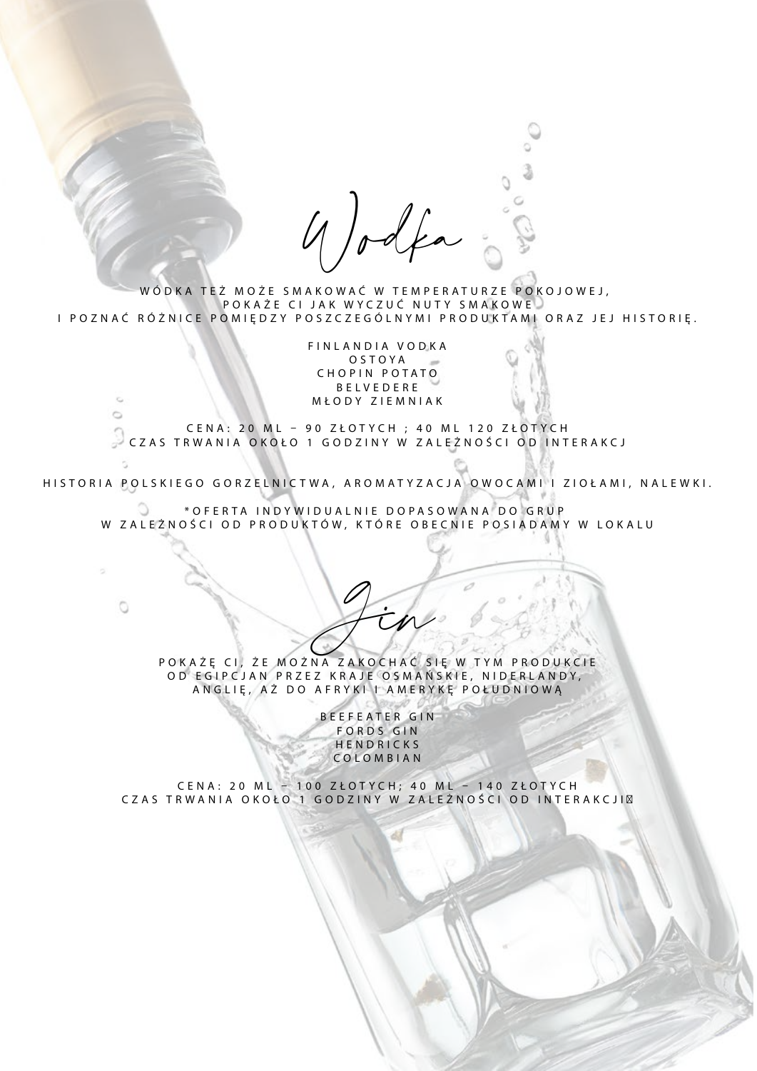# Wodka

WÓDKA TEŻ MOŻE SMAKOWAĆ W TEMPERATURZE POKOJOWEJ,
POKAŻE CI JAK WYCZUĆ NUTY SMAKOWE
I POZNAĆ RÓŻNICE POMIĘDZY POSZCZEGÓLNYMI PRODUKTAMI ORAZ JEJ HISTORIĘ.

FINLANDIA VODKA
OSTOYA
CHOPIN POTATO
BELVEDERE
MŁODY ZIEMNIAK

CENA: 20 ML – 90 ZŁOTYCH ; 40 ML 120 ZŁOTYCH
CZAS TRWANIA OKOŁO 1 GODZINY W ZALEŻNOŚCI OD INTERAKCJ

HISTORIA POLSKIEGO GORZELNICTWA, AROMATYZACJA OWOCAMI I ZIOŁAMI, NALEWKI.

*OFERTA INDYWIDUALNIE DOPASOWANA DO GRUP
W ZALEŻNOŚCI OD PRODUKTÓW, KTÓRE OBECNIE POSIADAMY W LOKALU

# Gin

POKAŻĘ CI, ŻE MOŻNA ZAKOCHAĆ SIĘ W TYM PRODUKCIE
OD EGIPCJAN PRZEZ KRAJE OSMAŃSKIE, NIDERLANDY,
ANGLIĘ, AŻ DO AFRYKI I AMERYKĘ POŁUDNIOWĄ

BEEFEATER GIN
FORDS GIN
HENDRICKS
COLOMBIAN

CENA: 20 ML – 100 ZŁOTYCH; 40 ML – 140 ZŁOTYCH
CZAS TRWANIA OKOŁO 1 GODZINY W ZALEŻNOŚCI OD INTERAKCJI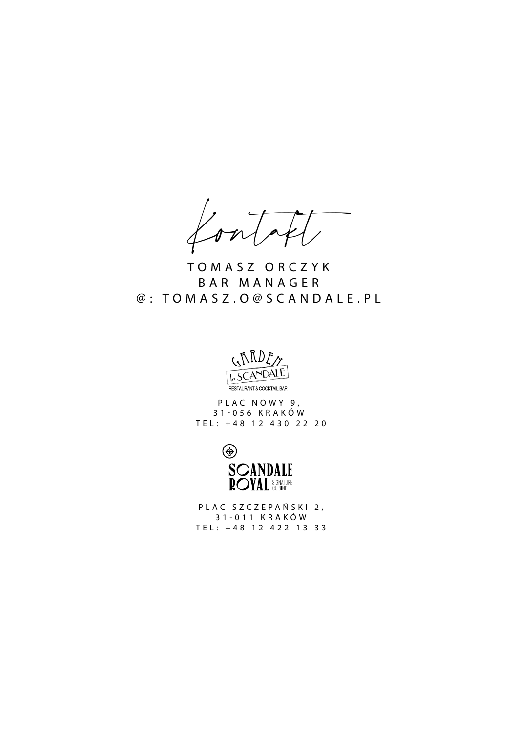# Kontakt

TOMASZ ORCZYK
BAR MANAGER
@: TOMASZ.O@SCANDALE.PL

GARDEN
le SCANDALE
RESTAURANT & COCKTAIL BAR

PLAC NOWY 9,
31-056 KRAKÓW
TEL: +48 12 430 22 20

SCANDALE
ROYAL
SIGNATURE CUISINE

PLAC SZCZEPAŃSKI 2,
31-011 KRAKÓW
TEL: +48 12 422 13 33